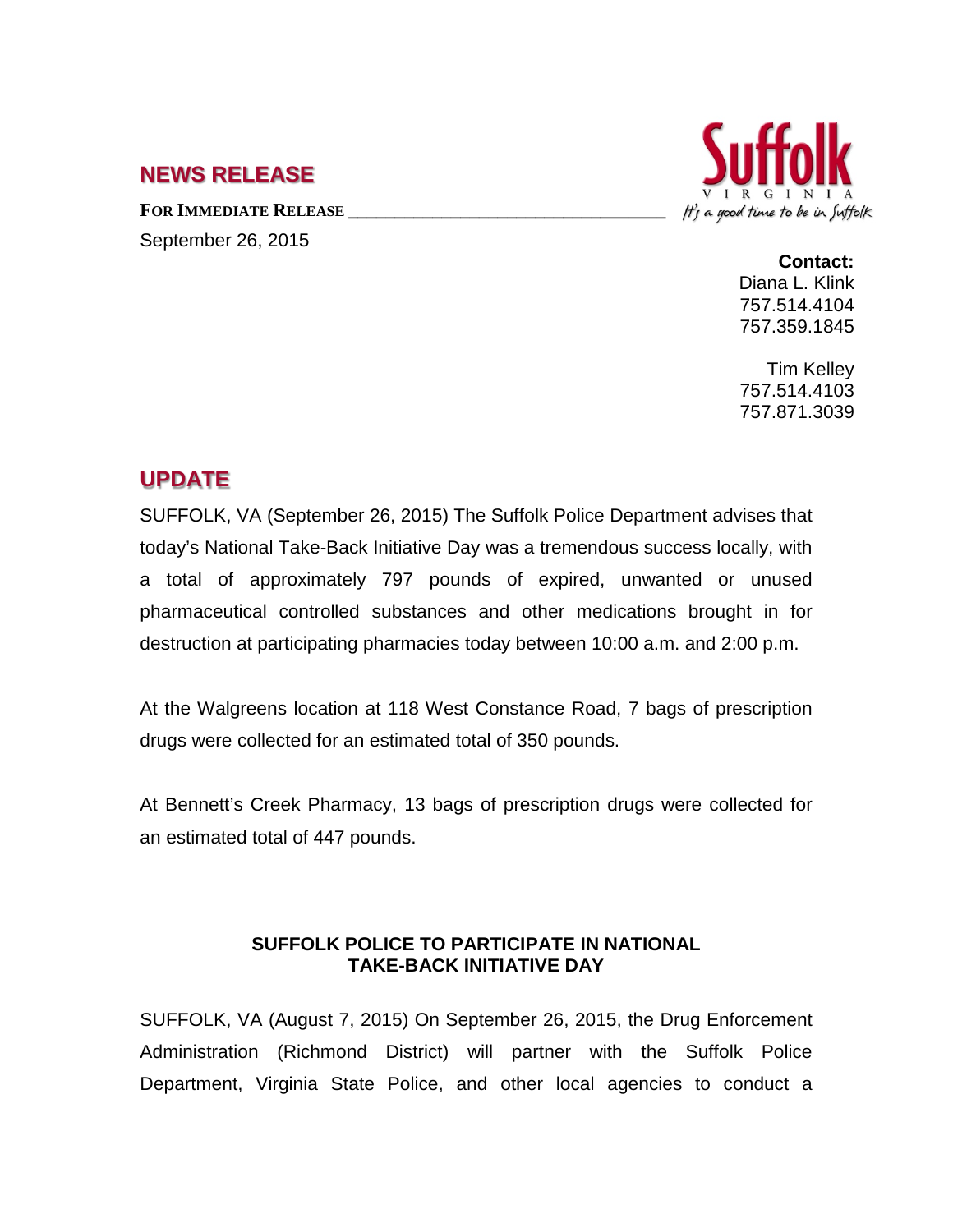# NEWS RELEASE

**FOR IMMEDIATE RELEASE**

September 26, 2015

Suffolk
VIRGINIA
It's a good time to be in Suffolk

**Contact:**
Diana L. Klink
757.514.4104
757.359.1845

Tim Kelley
757.514.4103
757.871.3039

## UPDATE

SUFFOLK, VA (September 26, 2015) The Suffolk Police Department advises that today's National Take-Back Initiative Day was a tremendous success locally, with a total of approximately 797 pounds of expired, unwanted or unused pharmaceutical controlled substances and other medications brought in for destruction at participating pharmacies today between 10:00 a.m. and 2:00 p.m.

At the Walgreens location at 118 West Constance Road, 7 bags of prescription drugs were collected for an estimated total of 350 pounds.

At Bennett's Creek Pharmacy, 13 bags of prescription drugs were collected for an estimated total of 447 pounds.

**SUFFOLK POLICE TO PARTICIPATE IN NATIONAL TAKE-BACK INITIATIVE DAY**

SUFFOLK, VA (August 7, 2015) On September 26, 2015, the Drug Enforcement Administration (Richmond District) will partner with the Suffolk Police Department, Virginia State Police, and other local agencies to conduct a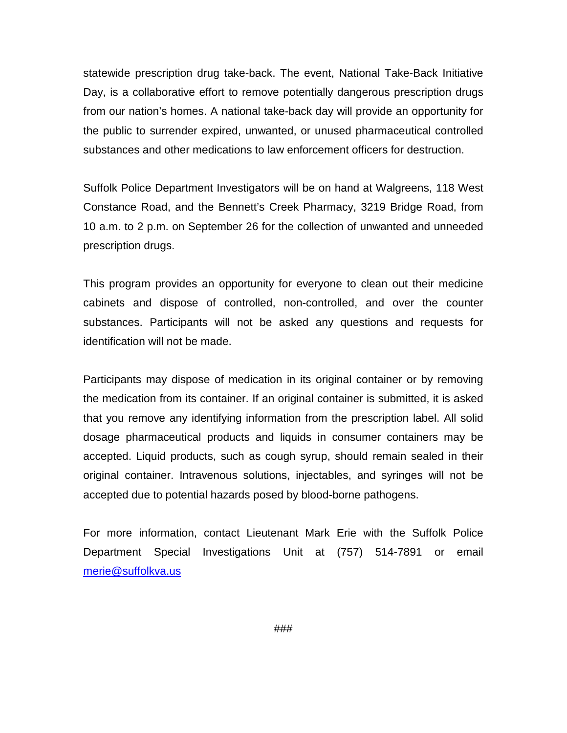statewide prescription drug take-back. The event, National Take-Back Initiative Day, is a collaborative effort to remove potentially dangerous prescription drugs from our nation's homes. A national take-back day will provide an opportunity for the public to surrender expired, unwanted, or unused pharmaceutical controlled substances and other medications to law enforcement officers for destruction.

Suffolk Police Department Investigators will be on hand at Walgreens, 118 West Constance Road, and the Bennett's Creek Pharmacy, 3219 Bridge Road, from 10 a.m. to 2 p.m. on September 26 for the collection of unwanted and unneeded prescription drugs.

This program provides an opportunity for everyone to clean out their medicine cabinets and dispose of controlled, non-controlled, and over the counter substances. Participants will not be asked any questions and requests for identification will not be made.

Participants may dispose of medication in its original container or by removing the medication from its container. If an original container is submitted, it is asked that you remove any identifying information from the prescription label. All solid dosage pharmaceutical products and liquids in consumer containers may be accepted. Liquid products, such as cough syrup, should remain sealed in their original container. Intravenous solutions, injectables, and syringes will not be accepted due to potential hazards posed by blood-borne pathogens.

For more information, contact Lieutenant Mark Erie with the Suffolk Police Department Special Investigations Unit at (757) 514-7891 or email merie@suffolkva.us

###